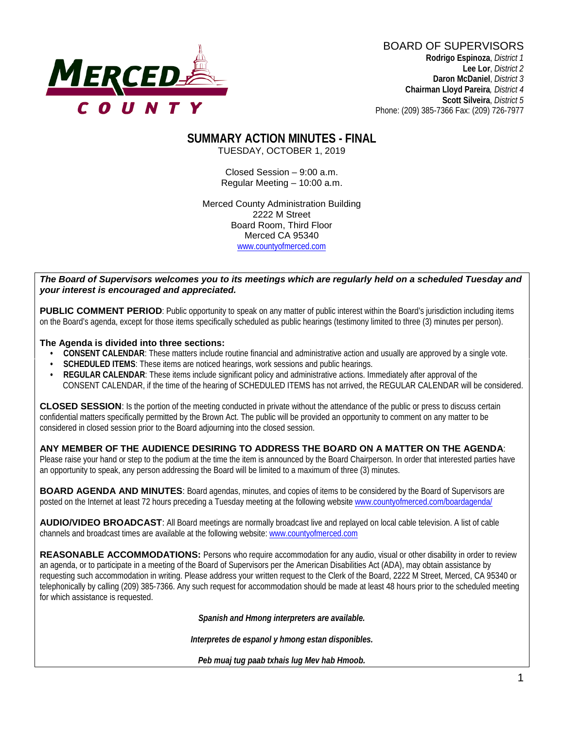MERCED COUNTY

BOARD OF SUPERVISORS
**Rodrigo Espinoza**, *District 1*
**Lee Lor**, *District 2*
**Daron McDaniel**, *District 3*
**Chairman Lloyd Pareira**, *District 4*
**Scott Silveira**, *District 5*
Phone: (209) 385-7366 Fax: (209) 726-7977

# SUMMARY ACTION MINUTES - FINAL

TUESDAY, OCTOBER 1, 2019

Closed Session – 9:00 a.m.
Regular Meeting – 10:00 a.m.

Merced County Administration Building
2222 M Street
Board Room, Third Floor
Merced CA 95340
www.countyofmerced.com

***The Board of Supervisors welcomes you to its meetings which are regularly held on a scheduled Tuesday and your interest is encouraged and appreciated.***

**PUBLIC COMMENT PERIOD**: Public opportunity to speak on any matter of public interest within the Board's jurisdiction including items on the Board's agenda, except for those items specifically scheduled as public hearings (testimony limited to three (3) minutes per person).

**The Agenda is divided into three sections:**

- **CONSENT CALENDAR**: These matters include routine financial and administrative action and usually are approved by a single vote.
- **SCHEDULED ITEMS**: These items are noticed hearings, work sessions and public hearings.
- **REGULAR CALENDAR**: These items include significant policy and administrative actions. Immediately after approval of the CONSENT CALENDAR, if the time of the hearing of SCHEDULED ITEMS has not arrived, the REGULAR CALENDAR will be considered.

**CLOSED SESSION**: Is the portion of the meeting conducted in private without the attendance of the public or press to discuss certain confidential matters specifically permitted by the Brown Act. The public will be provided an opportunity to comment on any matter to be considered in closed session prior to the Board adjourning into the closed session.

**ANY MEMBER OF THE AUDIENCE DESIRING TO ADDRESS THE BOARD ON A MATTER ON THE AGENDA**: Please raise your hand or step to the podium at the time the item is announced by the Board Chairperson. In order that interested parties have an opportunity to speak, any person addressing the Board will be limited to a maximum of three (3) minutes.

**BOARD AGENDA AND MINUTES**: Board agendas, minutes, and copies of items to be considered by the Board of Supervisors are posted on the Internet at least 72 hours preceding a Tuesday meeting at the following website www.countyofmerced.com/boardagenda/

**AUDIO/VIDEO BROADCAST**: All Board meetings are normally broadcast live and replayed on local cable television. A list of cable channels and broadcast times are available at the following website: www.countyofmerced.com

**REASONABLE ACCOMMODATIONS:** Persons who require accommodation for any audio, visual or other disability in order to review an agenda, or to participate in a meeting of the Board of Supervisors per the American Disabilities Act (ADA), may obtain assistance by requesting such accommodation in writing. Please address your written request to the Clerk of the Board, 2222 M Street, Merced, CA 95340 or telephonically by calling (209) 385-7366. Any such request for accommodation should be made at least 48 hours prior to the scheduled meeting for which assistance is requested.

***Spanish and Hmong interpreters are available.***

***Interpretes de espanol y hmong estan disponibles.***

***Peb muaj tug paab txhais lug Mev hab Hmoob.***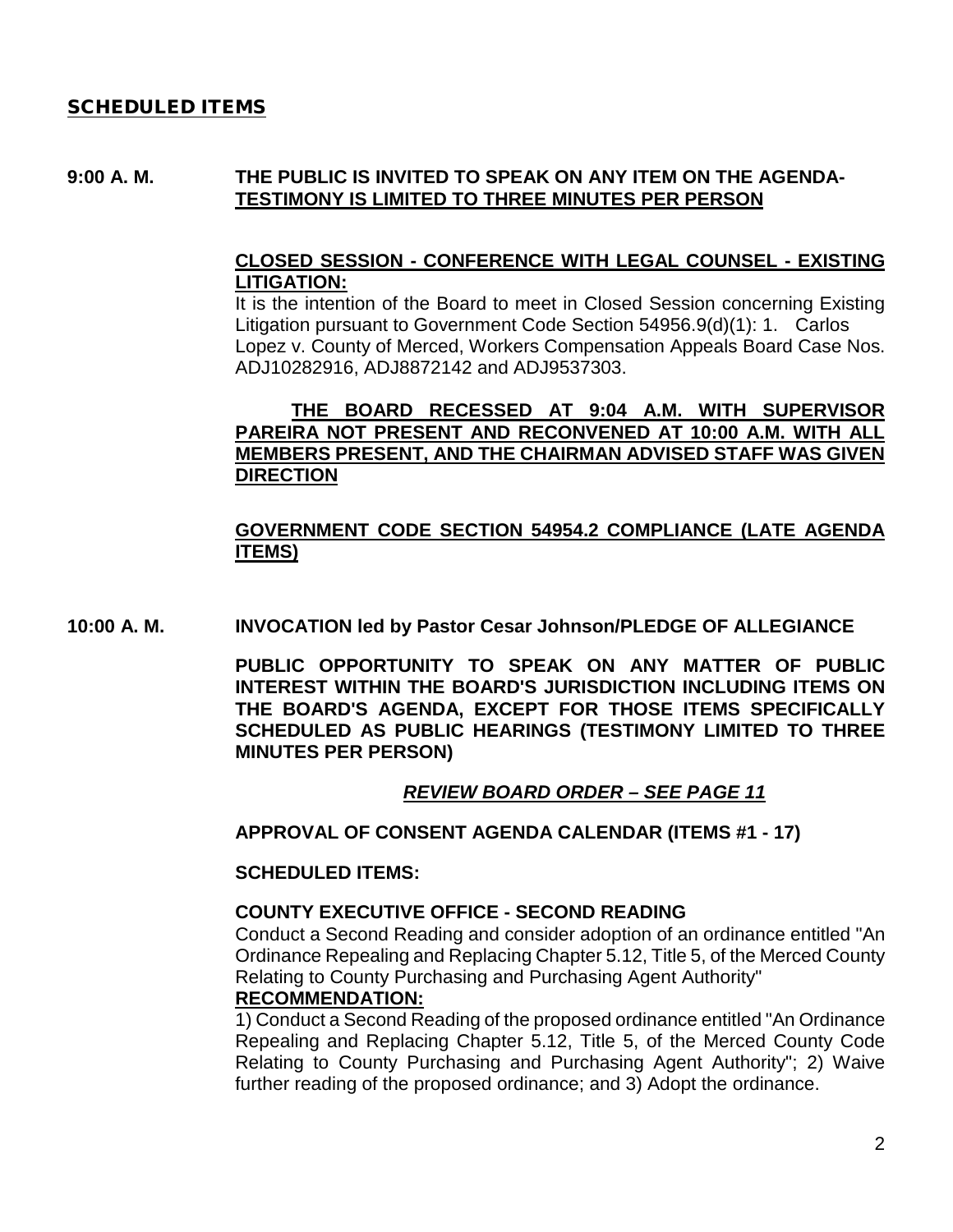## SCHEDULED ITEMS

**9:00 A. M.** **THE PUBLIC IS INVITED TO SPEAK ON ANY ITEM ON THE AGENDA-TESTIMONY IS LIMITED TO THREE MINUTES PER PERSON**

**CLOSED SESSION - CONFERENCE WITH LEGAL COUNSEL - EXISTING LITIGATION:**
It is the intention of the Board to meet in Closed Session concerning Existing Litigation pursuant to Government Code Section 54956.9(d)(1): 1. Carlos Lopez v. County of Merced, Workers Compensation Appeals Board Case Nos. ADJ10282916, ADJ8872142 and ADJ9537303.

**THE BOARD RECESSED AT 9:04 A.M. WITH SUPERVISOR PAREIRA NOT PRESENT AND RECONVENED AT 10:00 A.M. WITH ALL MEMBERS PRESENT, AND THE CHAIRMAN ADVISED STAFF WAS GIVEN DIRECTION**

**GOVERNMENT CODE SECTION 54954.2 COMPLIANCE (LATE AGENDA ITEMS)**

**10:00 A. M.** **INVOCATION led by Pastor Cesar Johnson/PLEDGE OF ALLEGIANCE**

**PUBLIC OPPORTUNITY TO SPEAK ON ANY MATTER OF PUBLIC INTEREST WITHIN THE BOARD'S JURISDICTION INCLUDING ITEMS ON THE BOARD'S AGENDA, EXCEPT FOR THOSE ITEMS SPECIFICALLY SCHEDULED AS PUBLIC HEARINGS (TESTIMONY LIMITED TO THREE MINUTES PER PERSON)**

***REVIEW BOARD ORDER – SEE PAGE 11***

**APPROVAL OF CONSENT AGENDA CALENDAR (ITEMS #1 - 17)**

**SCHEDULED ITEMS:**

**COUNTY EXECUTIVE OFFICE - SECOND READING**
Conduct a Second Reading and consider adoption of an ordinance entitled "An Ordinance Repealing and Replacing Chapter 5.12, Title 5, of the Merced County Relating to County Purchasing and Purchasing Agent Authority"
**RECOMMENDATION:**
1) Conduct a Second Reading of the proposed ordinance entitled "An Ordinance Repealing and Replacing Chapter 5.12, Title 5, of the Merced County Code Relating to County Purchasing and Purchasing Agent Authority"; 2) Waive further reading of the proposed ordinance; and 3) Adopt the ordinance.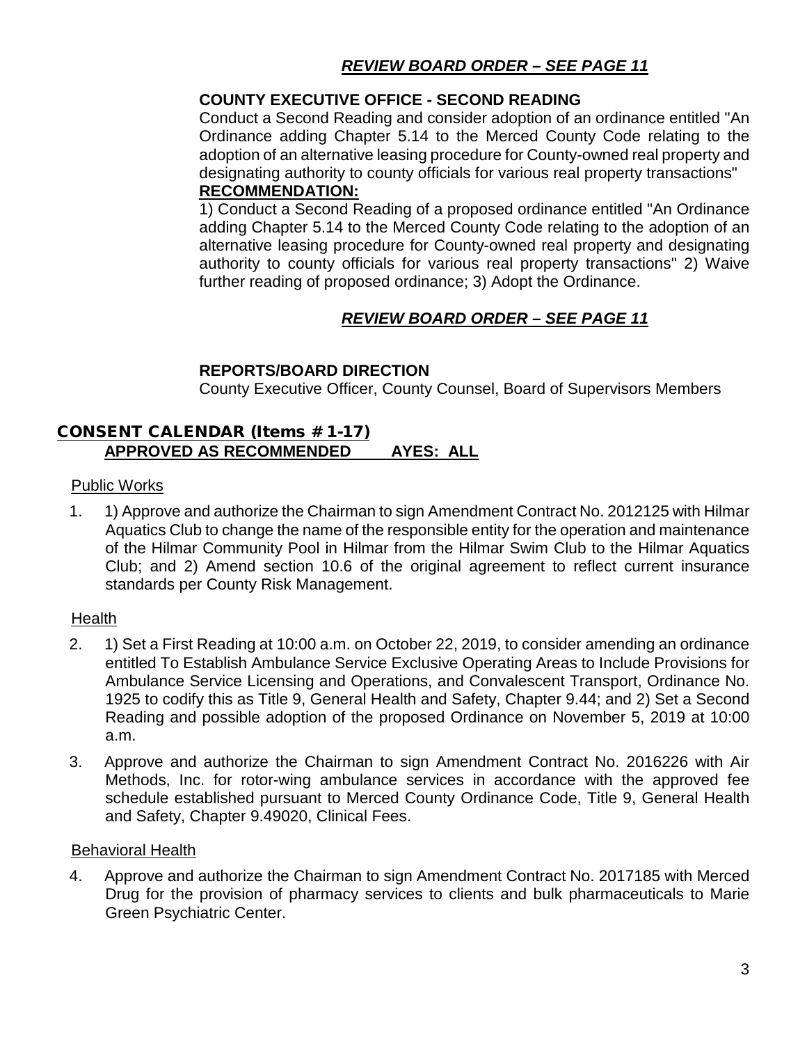***REVIEW BOARD ORDER – SEE PAGE 11***

**COUNTY EXECUTIVE OFFICE - SECOND READING**

Conduct a Second Reading and consider adoption of an ordinance entitled "An Ordinance adding Chapter 5.14 to the Merced County Code relating to the adoption of an alternative leasing procedure for County-owned real property and designating authority to county officials for various real property transactions"

**RECOMMENDATION:**

1) Conduct a Second Reading of a proposed ordinance entitled "An Ordinance adding Chapter 5.14 to the Merced County Code relating to the adoption of an alternative leasing procedure for County-owned real property and designating authority to county officials for various real property transactions" 2) Waive further reading of proposed ordinance; 3) Adopt the Ordinance.

***REVIEW BOARD ORDER – SEE PAGE 11***

**REPORTS/BOARD DIRECTION**

County Executive Officer, County Counsel, Board of Supervisors Members

## CONSENT CALENDAR (Items # 1-17)

**APPROVED AS RECOMMENDED AYES: ALL**

Public Works

1. 1) Approve and authorize the Chairman to sign Amendment Contract No. 2012125 with Hilmar Aquatics Club to change the name of the responsible entity for the operation and maintenance of the Hilmar Community Pool in Hilmar from the Hilmar Swim Club to the Hilmar Aquatics Club; and 2) Amend section 10.6 of the original agreement to reflect current insurance standards per County Risk Management.

Health

2. 1) Set a First Reading at 10:00 a.m. on October 22, 2019, to consider amending an ordinance entitled To Establish Ambulance Service Exclusive Operating Areas to Include Provisions for Ambulance Service Licensing and Operations, and Convalescent Transport, Ordinance No. 1925 to codify this as Title 9, General Health and Safety, Chapter 9.44; and 2) Set a Second Reading and possible adoption of the proposed Ordinance on November 5, 2019 at 10:00 a.m.

3. Approve and authorize the Chairman to sign Amendment Contract No. 2016226 with Air Methods, Inc. for rotor-wing ambulance services in accordance with the approved fee schedule established pursuant to Merced County Ordinance Code, Title 9, General Health and Safety, Chapter 9.49020, Clinical Fees.

Behavioral Health

4. Approve and authorize the Chairman to sign Amendment Contract No. 2017185 with Merced Drug for the provision of pharmacy services to clients and bulk pharmaceuticals to Marie Green Psychiatric Center.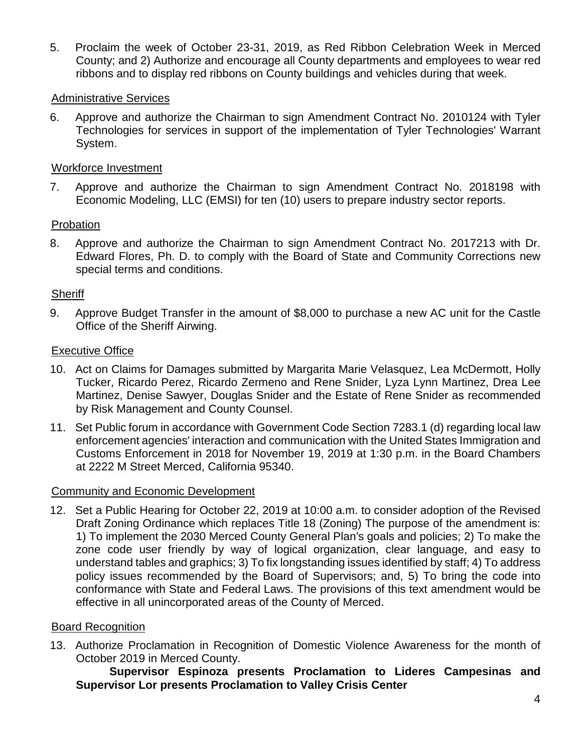5. Proclaim the week of October 23-31, 2019, as Red Ribbon Celebration Week in Merced County; and 2) Authorize and encourage all County departments and employees to wear red ribbons and to display red ribbons on County buildings and vehicles during that week.

<u>Administrative Services</u>

6. Approve and authorize the Chairman to sign Amendment Contract No. 2010124 with Tyler Technologies for services in support of the implementation of Tyler Technologies' Warrant System.

<u>Workforce Investment</u>

7. Approve and authorize the Chairman to sign Amendment Contract No. 2018198 with Economic Modeling, LLC (EMSI) for ten (10) users to prepare industry sector reports.

<u>Probation</u>

8. Approve and authorize the Chairman to sign Amendment Contract No. 2017213 with Dr. Edward Flores, Ph. D. to comply with the Board of State and Community Corrections new special terms and conditions.

<u>Sheriff</u>

9. Approve Budget Transfer in the amount of $8,000 to purchase a new AC unit for the Castle Office of the Sheriff Airwing.

<u>Executive Office</u>

10. Act on Claims for Damages submitted by Margarita Marie Velasquez, Lea McDermott, Holly Tucker, Ricardo Perez, Ricardo Zermeno and Rene Snider, Lyza Lynn Martinez, Drea Lee Martinez, Denise Sawyer, Douglas Snider and the Estate of Rene Snider as recommended by Risk Management and County Counsel.

11. Set Public forum in accordance with Government Code Section 7283.1 (d) regarding local law enforcement agencies' interaction and communication with the United States Immigration and Customs Enforcement in 2018 for November 19, 2019 at 1:30 p.m. in the Board Chambers at 2222 M Street Merced, California 95340.

<u>Community and Economic Development</u>

12. Set a Public Hearing for October 22, 2019 at 10:00 a.m. to consider adoption of the Revised Draft Zoning Ordinance which replaces Title 18 (Zoning) The purpose of the amendment is: 1) To implement the 2030 Merced County General Plan's goals and policies; 2) To make the zone code user friendly by way of logical organization, clear language, and easy to understand tables and graphics; 3) To fix longstanding issues identified by staff; 4) To address policy issues recommended by the Board of Supervisors; and, 5) To bring the code into conformance with State and Federal Laws. The provisions of this text amendment would be effective in all unincorporated areas of the County of Merced.

<u>Board Recognition</u>

13. Authorize Proclamation in Recognition of Domestic Violence Awareness for the month of October 2019 in Merced County.

    **Supervisor Espinoza presents Proclamation to Lideres Campesinas and Supervisor Lor presents Proclamation to Valley Crisis Center**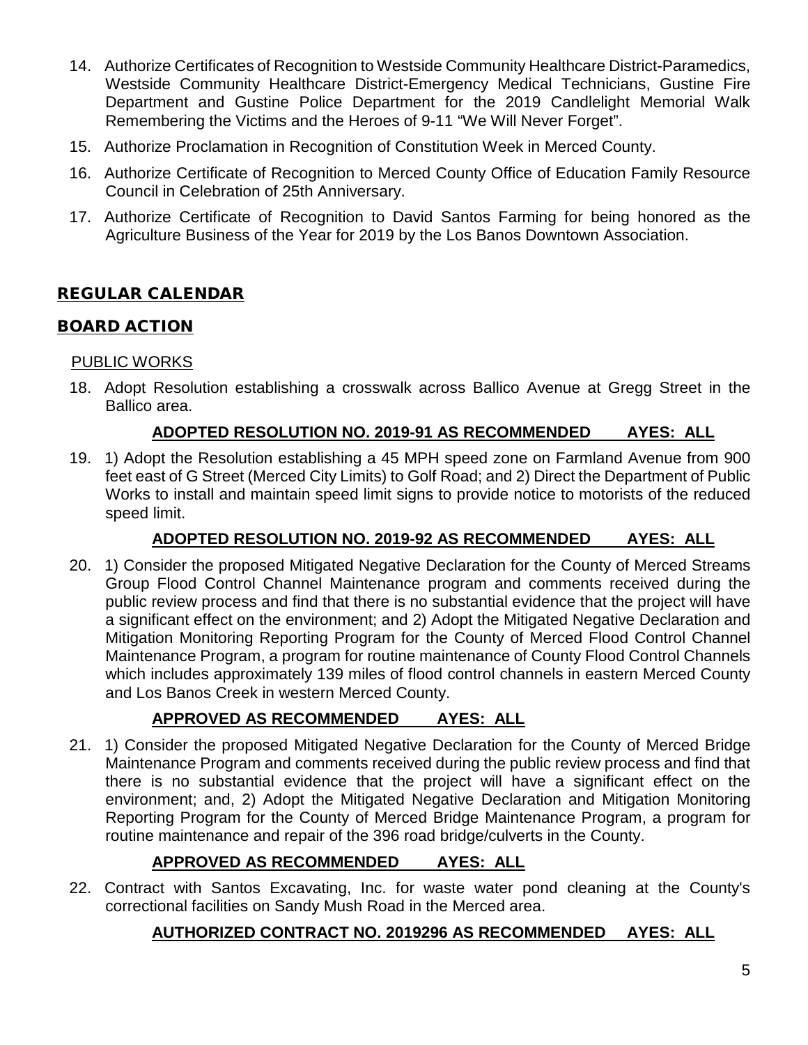14. Authorize Certificates of Recognition to Westside Community Healthcare District-Paramedics, Westside Community Healthcare District-Emergency Medical Technicians, Gustine Fire Department and Gustine Police Department for the 2019 Candlelight Memorial Walk Remembering the Victims and the Heroes of 9-11 "We Will Never Forget".

15. Authorize Proclamation in Recognition of Constitution Week in Merced County.

16. Authorize Certificate of Recognition to Merced County Office of Education Family Resource Council in Celebration of 25th Anniversary.

17. Authorize Certificate of Recognition to David Santos Farming for being honored as the Agriculture Business of the Year for 2019 by the Los Banos Downtown Association.

## REGULAR CALENDAR

## BOARD ACTION

### PUBLIC WORKS

18. Adopt Resolution establishing a crosswalk across Ballico Avenue at Gregg Street in the Ballico area.

    **ADOPTED RESOLUTION NO. 2019-91 AS RECOMMENDED AYES: ALL**

19. 1) Adopt the Resolution establishing a 45 MPH speed zone on Farmland Avenue from 900 feet east of G Street (Merced City Limits) to Golf Road; and 2) Direct the Department of Public Works to install and maintain speed limit signs to provide notice to motorists of the reduced speed limit.

    **ADOPTED RESOLUTION NO. 2019-92 AS RECOMMENDED AYES: ALL**

20. 1) Consider the proposed Mitigated Negative Declaration for the County of Merced Streams Group Flood Control Channel Maintenance program and comments received during the public review process and find that there is no substantial evidence that the project will have a significant effect on the environment; and 2) Adopt the Mitigated Negative Declaration and Mitigation Monitoring Reporting Program for the County of Merced Flood Control Channel Maintenance Program, a program for routine maintenance of County Flood Control Channels which includes approximately 139 miles of flood control channels in eastern Merced County and Los Banos Creek in western Merced County.

    **APPROVED AS RECOMMENDED AYES: ALL**

21. 1) Consider the proposed Mitigated Negative Declaration for the County of Merced Bridge Maintenance Program and comments received during the public review process and find that there is no substantial evidence that the project will have a significant effect on the environment; and, 2) Adopt the Mitigated Negative Declaration and Mitigation Monitoring Reporting Program for the County of Merced Bridge Maintenance Program, a program for routine maintenance and repair of the 396 road bridge/culverts in the County.

    **APPROVED AS RECOMMENDED AYES: ALL**

22. Contract with Santos Excavating, Inc. for waste water pond cleaning at the County's correctional facilities on Sandy Mush Road in the Merced area.

    **AUTHORIZED CONTRACT NO. 2019296 AS RECOMMENDED AYES: ALL**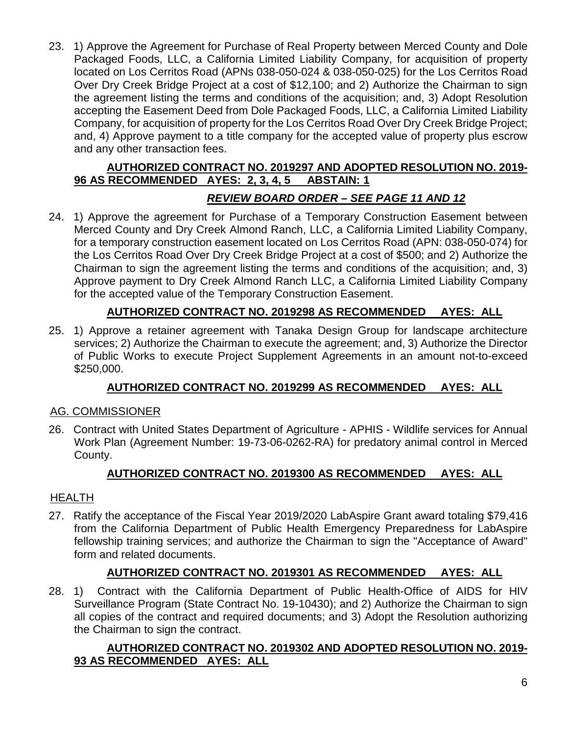23. 1) Approve the Agreement for Purchase of Real Property between Merced County and Dole Packaged Foods, LLC, a California Limited Liability Company, for acquisition of property located on Los Cerritos Road (APNs 038-050-024 & 038-050-025) for the Los Cerritos Road Over Dry Creek Bridge Project at a cost of $12,100; and 2) Authorize the Chairman to sign the agreement listing the terms and conditions of the acquisition; and, 3) Adopt Resolution accepting the Easement Deed from Dole Packaged Foods, LLC, a California Limited Liability Company, for acquisition of property for the Los Cerritos Road Over Dry Creek Bridge Project; and, 4) Approve payment to a title company for the accepted value of property plus escrow and any other transaction fees.

**AUTHORIZED CONTRACT NO. 2019297 AND ADOPTED RESOLUTION NO. 2019-96 AS RECOMMENDED AYES: 2, 3, 4, 5 ABSTAIN: 1**

***REVIEW BOARD ORDER – SEE PAGE 11 AND 12***

24. 1) Approve the agreement for Purchase of a Temporary Construction Easement between Merced County and Dry Creek Almond Ranch, LLC, a California Limited Liability Company, for a temporary construction easement located on Los Cerritos Road (APN: 038-050-074) for the Los Cerritos Road Over Dry Creek Bridge Project at a cost of $500; and 2) Authorize the Chairman to sign the agreement listing the terms and conditions of the acquisition; and, 3) Approve payment to Dry Creek Almond Ranch LLC, a California Limited Liability Company for the accepted value of the Temporary Construction Easement.

**AUTHORIZED CONTRACT NO. 2019298 AS RECOMMENDED AYES: ALL**

25. 1) Approve a retainer agreement with Tanaka Design Group for landscape architecture services; 2) Authorize the Chairman to execute the agreement; and, 3) Authorize the Director of Public Works to execute Project Supplement Agreements in an amount not-to-exceed $250,000.

**AUTHORIZED CONTRACT NO. 2019299 AS RECOMMENDED AYES: ALL**

AG. COMMISSIONER

26. Contract with United States Department of Agriculture - APHIS - Wildlife services for Annual Work Plan (Agreement Number: 19-73-06-0262-RA) for predatory animal control in Merced County.

**AUTHORIZED CONTRACT NO. 2019300 AS RECOMMENDED AYES: ALL**

HEALTH

27. Ratify the acceptance of the Fiscal Year 2019/2020 LabAspire Grant award totaling $79,416 from the California Department of Public Health Emergency Preparedness for LabAspire fellowship training services; and authorize the Chairman to sign the "Acceptance of Award" form and related documents.

**AUTHORIZED CONTRACT NO. 2019301 AS RECOMMENDED AYES: ALL**

28. 1) Contract with the California Department of Public Health-Office of AIDS for HIV Surveillance Program (State Contract No. 19-10430); and 2) Authorize the Chairman to sign all copies of the contract and required documents; and 3) Adopt the Resolution authorizing the Chairman to sign the contract.

**AUTHORIZED CONTRACT NO. 2019302 AND ADOPTED RESOLUTION NO. 2019-93 AS RECOMMENDED AYES: ALL**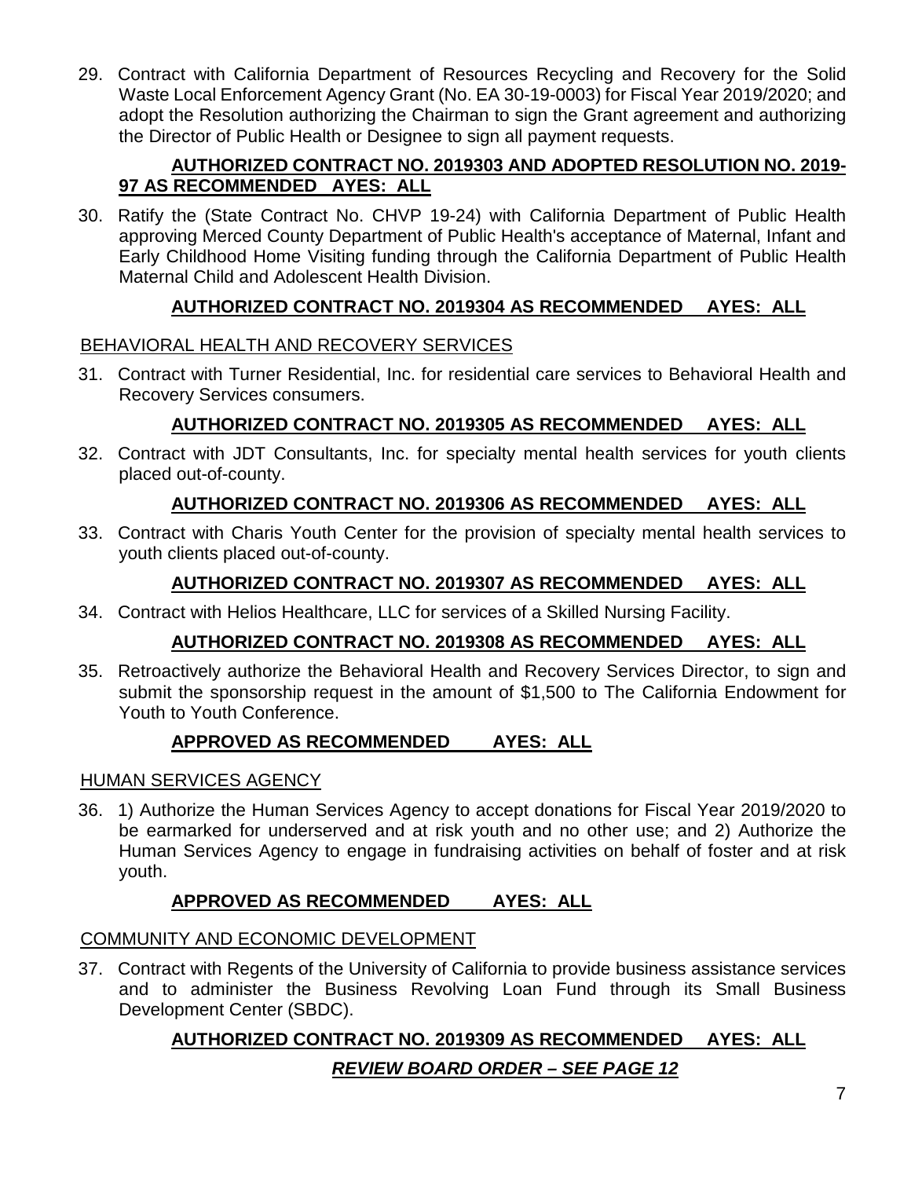29. Contract with California Department of Resources Recycling and Recovery for the Solid Waste Local Enforcement Agency Grant (No. EA 30-19-0003) for Fiscal Year 2019/2020; and adopt the Resolution authorizing the Chairman to sign the Grant agreement and authorizing the Director of Public Health or Designee to sign all payment requests.

    **AUTHORIZED CONTRACT NO. 2019303 AND ADOPTED RESOLUTION NO. 2019-97 AS RECOMMENDED AYES: ALL**

30. Ratify the (State Contract No. CHVP 19-24) with California Department of Public Health approving Merced County Department of Public Health's acceptance of Maternal, Infant and Early Childhood Home Visiting funding through the California Department of Public Health Maternal Child and Adolescent Health Division.

    **AUTHORIZED CONTRACT NO. 2019304 AS RECOMMENDED AYES: ALL**

BEHAVIORAL HEALTH AND RECOVERY SERVICES

31. Contract with Turner Residential, Inc. for residential care services to Behavioral Health and Recovery Services consumers.

    **AUTHORIZED CONTRACT NO. 2019305 AS RECOMMENDED AYES: ALL**

32. Contract with JDT Consultants, Inc. for specialty mental health services for youth clients placed out-of-county.

    **AUTHORIZED CONTRACT NO. 2019306 AS RECOMMENDED AYES: ALL**

33. Contract with Charis Youth Center for the provision of specialty mental health services to youth clients placed out-of-county.

    **AUTHORIZED CONTRACT NO. 2019307 AS RECOMMENDED AYES: ALL**

34. Contract with Helios Healthcare, LLC for services of a Skilled Nursing Facility.

    **AUTHORIZED CONTRACT NO. 2019308 AS RECOMMENDED AYES: ALL**

35. Retroactively authorize the Behavioral Health and Recovery Services Director, to sign and submit the sponsorship request in the amount of $1,500 to The California Endowment for Youth to Youth Conference.

    **APPROVED AS RECOMMENDED AYES: ALL**

HUMAN SERVICES AGENCY

36. 1) Authorize the Human Services Agency to accept donations for Fiscal Year 2019/2020 to be earmarked for underserved and at risk youth and no other use; and 2) Authorize the Human Services Agency to engage in fundraising activities on behalf of foster and at risk youth.

    **APPROVED AS RECOMMENDED AYES: ALL**

COMMUNITY AND ECONOMIC DEVELOPMENT

37. Contract with Regents of the University of California to provide business assistance services and to administer the Business Revolving Loan Fund through its Small Business Development Center (SBDC).

    **AUTHORIZED CONTRACT NO. 2019309 AS RECOMMENDED AYES: ALL**

    ***REVIEW BOARD ORDER – SEE PAGE 12***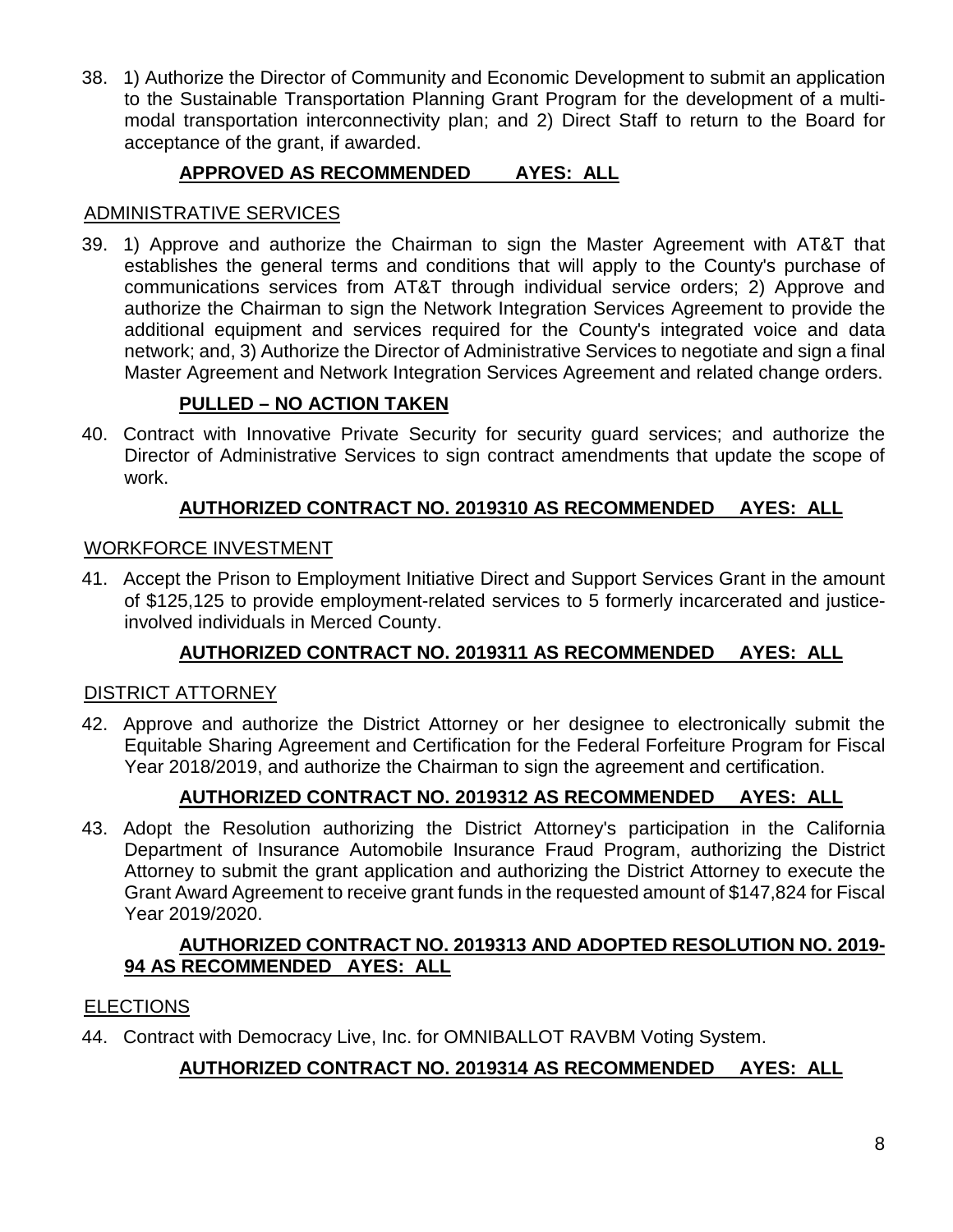38. 1) Authorize the Director of Community and Economic Development to submit an application to the Sustainable Transportation Planning Grant Program for the development of a multi-modal transportation interconnectivity plan; and 2) Direct Staff to return to the Board for acceptance of the grant, if awarded.

**APPROVED AS RECOMMENDED AYES: ALL**

ADMINISTRATIVE SERVICES

39. 1) Approve and authorize the Chairman to sign the Master Agreement with AT&T that establishes the general terms and conditions that will apply to the County's purchase of communications services from AT&T through individual service orders; 2) Approve and authorize the Chairman to sign the Network Integration Services Agreement to provide the additional equipment and services required for the County's integrated voice and data network; and, 3) Authorize the Director of Administrative Services to negotiate and sign a final Master Agreement and Network Integration Services Agreement and related change orders.

**PULLED – NO ACTION TAKEN**

40. Contract with Innovative Private Security for security guard services; and authorize the Director of Administrative Services to sign contract amendments that update the scope of work.

**AUTHORIZED CONTRACT NO. 2019310 AS RECOMMENDED AYES: ALL**

WORKFORCE INVESTMENT

41. Accept the Prison to Employment Initiative Direct and Support Services Grant in the amount of $125,125 to provide employment-related services to 5 formerly incarcerated and justice-involved individuals in Merced County.

**AUTHORIZED CONTRACT NO. 2019311 AS RECOMMENDED AYES: ALL**

DISTRICT ATTORNEY

42. Approve and authorize the District Attorney or her designee to electronically submit the Equitable Sharing Agreement and Certification for the Federal Forfeiture Program for Fiscal Year 2018/2019, and authorize the Chairman to sign the agreement and certification.

**AUTHORIZED CONTRACT NO. 2019312 AS RECOMMENDED AYES: ALL**

43. Adopt the Resolution authorizing the District Attorney's participation in the California Department of Insurance Automobile Insurance Fraud Program, authorizing the District Attorney to submit the grant application and authorizing the District Attorney to execute the Grant Award Agreement to receive grant funds in the requested amount of $147,824 for Fiscal Year 2019/2020.

**AUTHORIZED CONTRACT NO. 2019313 AND ADOPTED RESOLUTION NO. 2019-94 AS RECOMMENDED AYES: ALL**

ELECTIONS

44. Contract with Democracy Live, Inc. for OMNIBALLOT RAVBM Voting System.

**AUTHORIZED CONTRACT NO. 2019314 AS RECOMMENDED AYES: ALL**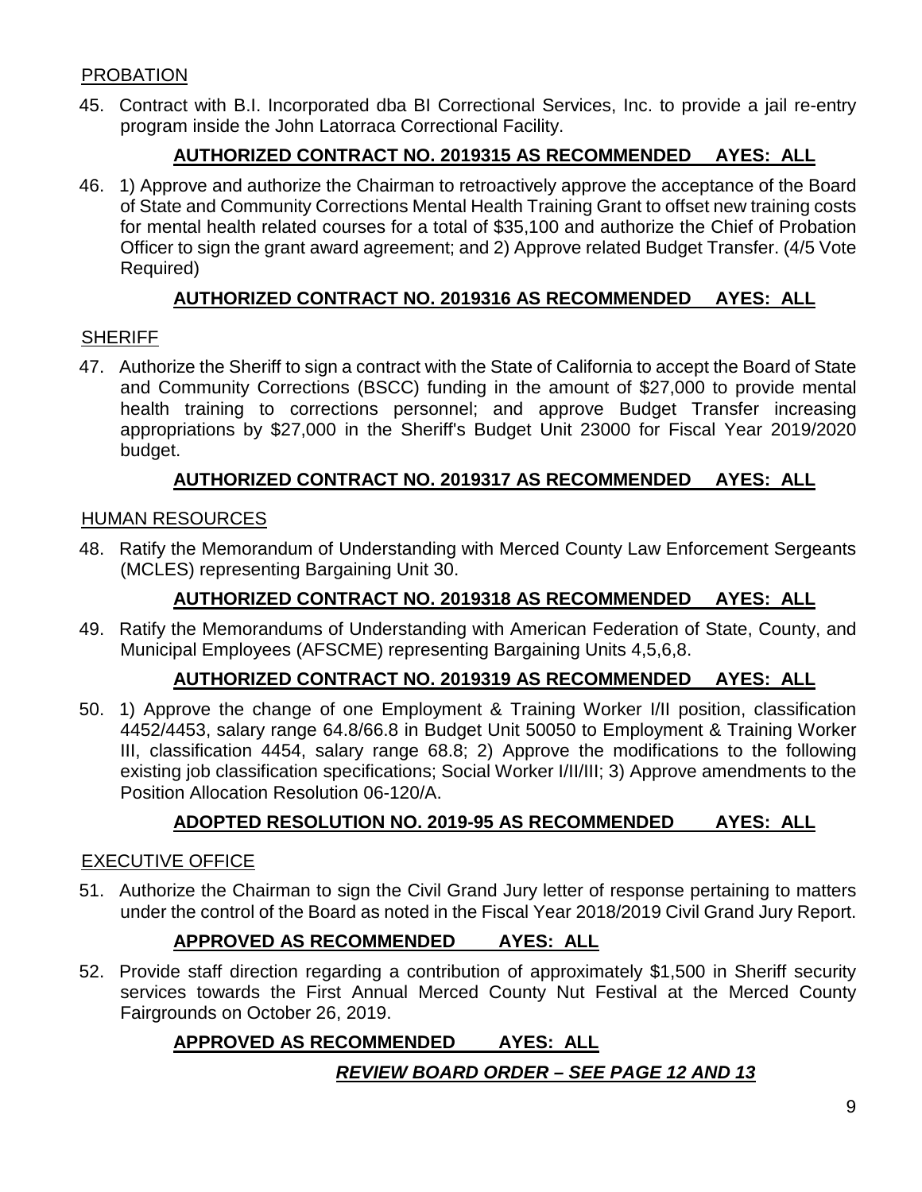## PROBATION

45. Contract with B.I. Incorporated dba BI Correctional Services, Inc. to provide a jail re-entry program inside the John Latorraca Correctional Facility.

**AUTHORIZED CONTRACT NO. 2019315 AS RECOMMENDED AYES: ALL**

46. 1) Approve and authorize the Chairman to retroactively approve the acceptance of the Board of State and Community Corrections Mental Health Training Grant to offset new training costs for mental health related courses for a total of $35,100 and authorize the Chief of Probation Officer to sign the grant award agreement; and 2) Approve related Budget Transfer. (4/5 Vote Required)

**AUTHORIZED CONTRACT NO. 2019316 AS RECOMMENDED AYES: ALL**

## SHERIFF

47. Authorize the Sheriff to sign a contract with the State of California to accept the Board of State and Community Corrections (BSCC) funding in the amount of $27,000 to provide mental health training to corrections personnel; and approve Budget Transfer increasing appropriations by $27,000 in the Sheriff's Budget Unit 23000 for Fiscal Year 2019/2020 budget.

**AUTHORIZED CONTRACT NO. 2019317 AS RECOMMENDED AYES: ALL**

## HUMAN RESOURCES

48. Ratify the Memorandum of Understanding with Merced County Law Enforcement Sergeants (MCLES) representing Bargaining Unit 30.

**AUTHORIZED CONTRACT NO. 2019318 AS RECOMMENDED AYES: ALL**

49. Ratify the Memorandums of Understanding with American Federation of State, County, and Municipal Employees (AFSCME) representing Bargaining Units 4,5,6,8.

**AUTHORIZED CONTRACT NO. 2019319 AS RECOMMENDED AYES: ALL**

50. 1) Approve the change of one Employment & Training Worker I/II position, classification 4452/4453, salary range 64.8/66.8 in Budget Unit 50050 to Employment & Training Worker III, classification 4454, salary range 68.8; 2) Approve the modifications to the following existing job classification specifications; Social Worker I/II/III; 3) Approve amendments to the Position Allocation Resolution 06-120/A.

**ADOPTED RESOLUTION NO. 2019-95 AS RECOMMENDED AYES: ALL**

## EXECUTIVE OFFICE

51. Authorize the Chairman to sign the Civil Grand Jury letter of response pertaining to matters under the control of the Board as noted in the Fiscal Year 2018/2019 Civil Grand Jury Report.

**APPROVED AS RECOMMENDED AYES: ALL**

52. Provide staff direction regarding a contribution of approximately $1,500 in Sheriff security services towards the First Annual Merced County Nut Festival at the Merced County Fairgrounds on October 26, 2019.

**APPROVED AS RECOMMENDED AYES: ALL**

***REVIEW BOARD ORDER – SEE PAGE 12 AND 13***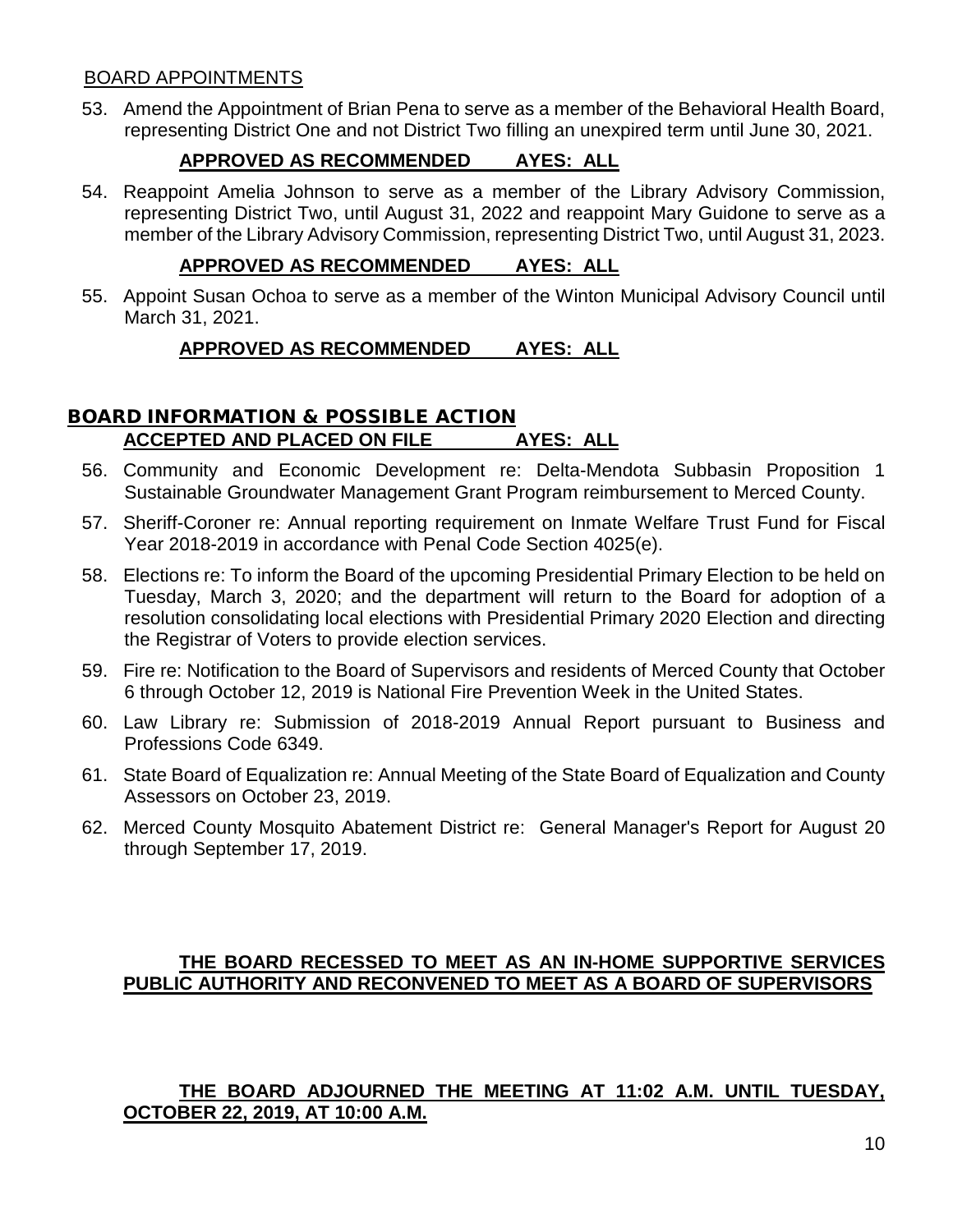BOARD APPOINTMENTS

53. Amend the Appointment of Brian Pena to serve as a member of the Behavioral Health Board, representing District One and not District Two filling an unexpired term until June 30, 2021.

**APPROVED AS RECOMMENDED AYES: ALL**

54. Reappoint Amelia Johnson to serve as a member of the Library Advisory Commission, representing District Two, until August 31, 2022 and reappoint Mary Guidone to serve as a member of the Library Advisory Commission, representing District Two, until August 31, 2023.

**APPROVED AS RECOMMENDED AYES: ALL**

55. Appoint Susan Ochoa to serve as a member of the Winton Municipal Advisory Council until March 31, 2021.

**APPROVED AS RECOMMENDED AYES: ALL**

## BOARD INFORMATION & POSSIBLE ACTION

**ACCEPTED AND PLACED ON FILE AYES: ALL**

56. Community and Economic Development re: Delta-Mendota Subbasin Proposition 1 Sustainable Groundwater Management Grant Program reimbursement to Merced County.

57. Sheriff-Coroner re: Annual reporting requirement on Inmate Welfare Trust Fund for Fiscal Year 2018-2019 in accordance with Penal Code Section 4025(e).

58. Elections re: To inform the Board of the upcoming Presidential Primary Election to be held on Tuesday, March 3, 2020; and the department will return to the Board for adoption of a resolution consolidating local elections with Presidential Primary 2020 Election and directing the Registrar of Voters to provide election services.

59. Fire re: Notification to the Board of Supervisors and residents of Merced County that October 6 through October 12, 2019 is National Fire Prevention Week in the United States.

60. Law Library re: Submission of 2018-2019 Annual Report pursuant to Business and Professions Code 6349.

61. State Board of Equalization re: Annual Meeting of the State Board of Equalization and County Assessors on October 23, 2019.

62. Merced County Mosquito Abatement District re: General Manager's Report for August 20 through September 17, 2019.

**THE BOARD RECESSED TO MEET AS AN IN-HOME SUPPORTIVE SERVICES PUBLIC AUTHORITY AND RECONVENED TO MEET AS A BOARD OF SUPERVISORS**

**THE BOARD ADJOURNED THE MEETING AT 11:02 A.M. UNTIL TUESDAY, OCTOBER 22, 2019, AT 10:00 A.M.**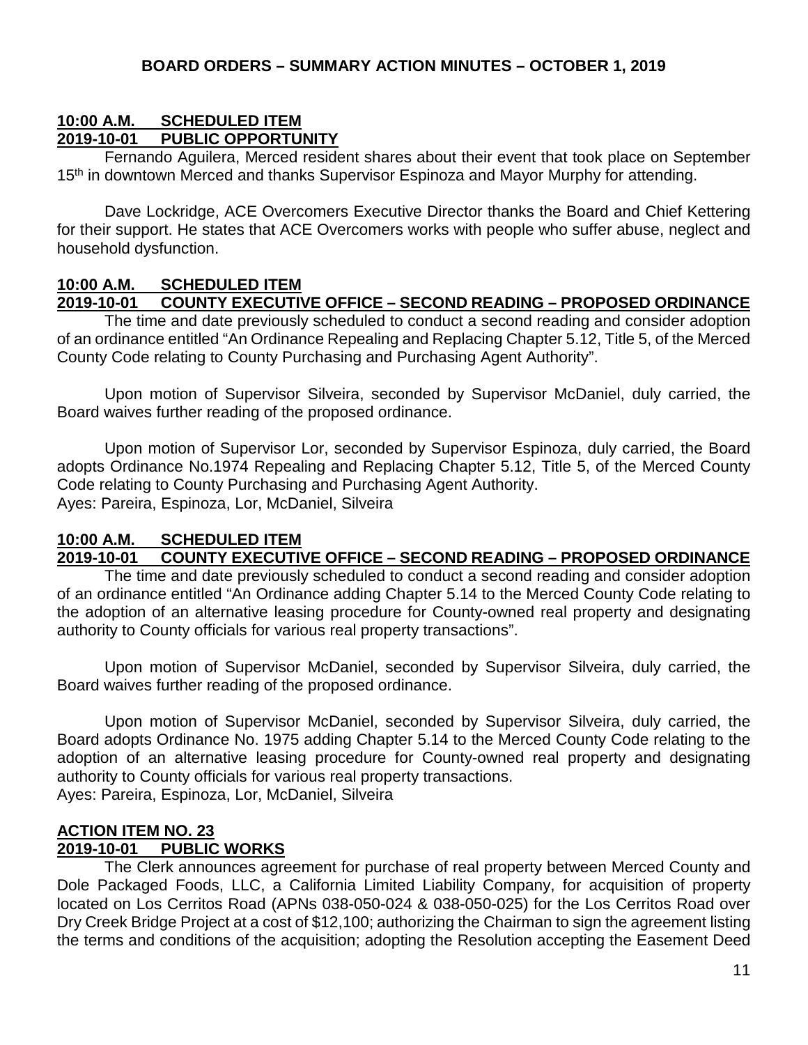**BOARD ORDERS – SUMMARY ACTION MINUTES – OCTOBER 1, 2019**

**10:00 A.M. SCHEDULED ITEM**
**2019-10-01 PUBLIC OPPORTUNITY**

Fernando Aguilera, Merced resident shares about their event that took place on September 15th in downtown Merced and thanks Supervisor Espinoza and Mayor Murphy for attending.

Dave Lockridge, ACE Overcomers Executive Director thanks the Board and Chief Kettering for their support. He states that ACE Overcomers works with people who suffer abuse, neglect and household dysfunction.

**10:00 A.M. SCHEDULED ITEM**
**2019-10-01 COUNTY EXECUTIVE OFFICE – SECOND READING – PROPOSED ORDINANCE**

The time and date previously scheduled to conduct a second reading and consider adoption of an ordinance entitled "An Ordinance Repealing and Replacing Chapter 5.12, Title 5, of the Merced County Code relating to County Purchasing and Purchasing Agent Authority".

Upon motion of Supervisor Silveira, seconded by Supervisor McDaniel, duly carried, the Board waives further reading of the proposed ordinance.

Upon motion of Supervisor Lor, seconded by Supervisor Espinoza, duly carried, the Board adopts Ordinance No.1974 Repealing and Replacing Chapter 5.12, Title 5, of the Merced County Code relating to County Purchasing and Purchasing Agent Authority.
Ayes: Pareira, Espinoza, Lor, McDaniel, Silveira

**10:00 A.M. SCHEDULED ITEM**
**2019-10-01 COUNTY EXECUTIVE OFFICE – SECOND READING – PROPOSED ORDINANCE**

The time and date previously scheduled to conduct a second reading and consider adoption of an ordinance entitled "An Ordinance adding Chapter 5.14 to the Merced County Code relating to the adoption of an alternative leasing procedure for County-owned real property and designating authority to County officials for various real property transactions".

Upon motion of Supervisor McDaniel, seconded by Supervisor Silveira, duly carried, the Board waives further reading of the proposed ordinance.

Upon motion of Supervisor McDaniel, seconded by Supervisor Silveira, duly carried, the Board adopts Ordinance No. 1975 adding Chapter 5.14 to the Merced County Code relating to the adoption of an alternative leasing procedure for County-owned real property and designating authority to County officials for various real property transactions.
Ayes: Pareira, Espinoza, Lor, McDaniel, Silveira

**ACTION ITEM NO. 23**
**2019-10-01 PUBLIC WORKS**

The Clerk announces agreement for purchase of real property between Merced County and Dole Packaged Foods, LLC, a California Limited Liability Company, for acquisition of property located on Los Cerritos Road (APNs 038-050-024 & 038-050-025) for the Los Cerritos Road over Dry Creek Bridge Project at a cost of $12,100; authorizing the Chairman to sign the agreement listing the terms and conditions of the acquisition; adopting the Resolution accepting the Easement Deed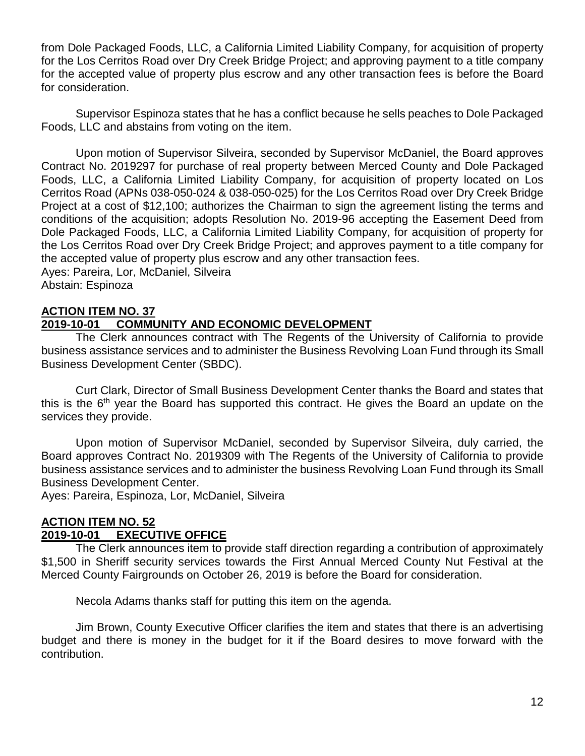from Dole Packaged Foods, LLC, a California Limited Liability Company, for acquisition of property for the Los Cerritos Road over Dry Creek Bridge Project; and approving payment to a title company for the accepted value of property plus escrow and any other transaction fees is before the Board for consideration.

Supervisor Espinoza states that he has a conflict because he sells peaches to Dole Packaged Foods, LLC and abstains from voting on the item.

Upon motion of Supervisor Silveira, seconded by Supervisor McDaniel, the Board approves Contract No. 2019297 for purchase of real property between Merced County and Dole Packaged Foods, LLC, a California Limited Liability Company, for acquisition of property located on Los Cerritos Road (APNs 038-050-024 & 038-050-025) for the Los Cerritos Road over Dry Creek Bridge Project at a cost of $12,100; authorizes the Chairman to sign the agreement listing the terms and conditions of the acquisition; adopts Resolution No. 2019-96 accepting the Easement Deed from Dole Packaged Foods, LLC, a California Limited Liability Company, for acquisition of property for the Los Cerritos Road over Dry Creek Bridge Project; and approves payment to a title company for the accepted value of property plus escrow and any other transaction fees.
Ayes: Pareira, Lor, McDaniel, Silveira
Abstain: Espinoza

**ACTION ITEM NO. 37**
**2019-10-01 COMMUNITY AND ECONOMIC DEVELOPMENT**

The Clerk announces contract with The Regents of the University of California to provide business assistance services and to administer the Business Revolving Loan Fund through its Small Business Development Center (SBDC).

Curt Clark, Director of Small Business Development Center thanks the Board and states that this is the 6th year the Board has supported this contract. He gives the Board an update on the services they provide.

Upon motion of Supervisor McDaniel, seconded by Supervisor Silveira, duly carried, the Board approves Contract No. 2019309 with The Regents of the University of California to provide business assistance services and to administer the business Revolving Loan Fund through its Small Business Development Center.
Ayes: Pareira, Espinoza, Lor, McDaniel, Silveira

**ACTION ITEM NO. 52**
**2019-10-01 EXECUTIVE OFFICE**

The Clerk announces item to provide staff direction regarding a contribution of approximately $1,500 in Sheriff security services towards the First Annual Merced County Nut Festival at the Merced County Fairgrounds on October 26, 2019 is before the Board for consideration.

Necola Adams thanks staff for putting this item on the agenda.

Jim Brown, County Executive Officer clarifies the item and states that there is an advertising budget and there is money in the budget for it if the Board desires to move forward with the contribution.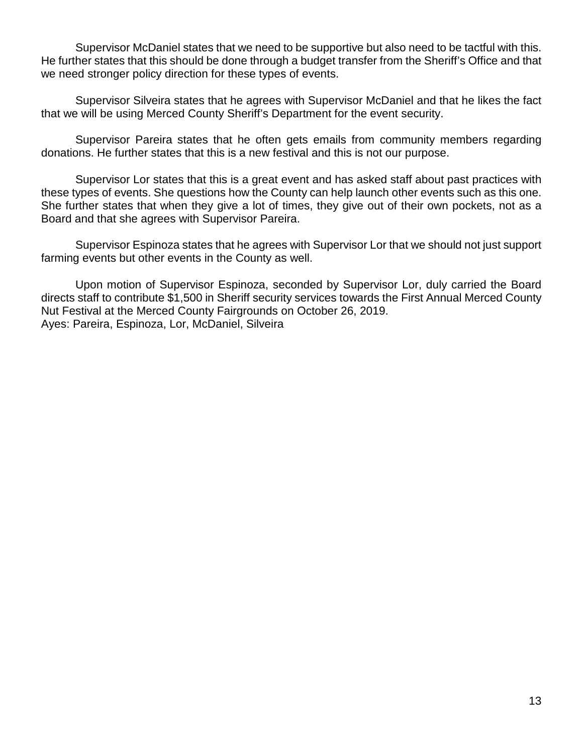Supervisor McDaniel states that we need to be supportive but also need to be tactful with this. He further states that this should be done through a budget transfer from the Sheriff's Office and that we need stronger policy direction for these types of events.

Supervisor Silveira states that he agrees with Supervisor McDaniel and that he likes the fact that we will be using Merced County Sheriff's Department for the event security.

Supervisor Pareira states that he often gets emails from community members regarding donations. He further states that this is a new festival and this is not our purpose.

Supervisor Lor states that this is a great event and has asked staff about past practices with these types of events. She questions how the County can help launch other events such as this one. She further states that when they give a lot of times, they give out of their own pockets, not as a Board and that she agrees with Supervisor Pareira.

Supervisor Espinoza states that he agrees with Supervisor Lor that we should not just support farming events but other events in the County as well.

Upon motion of Supervisor Espinoza, seconded by Supervisor Lor, duly carried the Board directs staff to contribute $1,500 in Sheriff security services towards the First Annual Merced County Nut Festival at the Merced County Fairgrounds on October 26, 2019.
Ayes: Pareira, Espinoza, Lor, McDaniel, Silveira